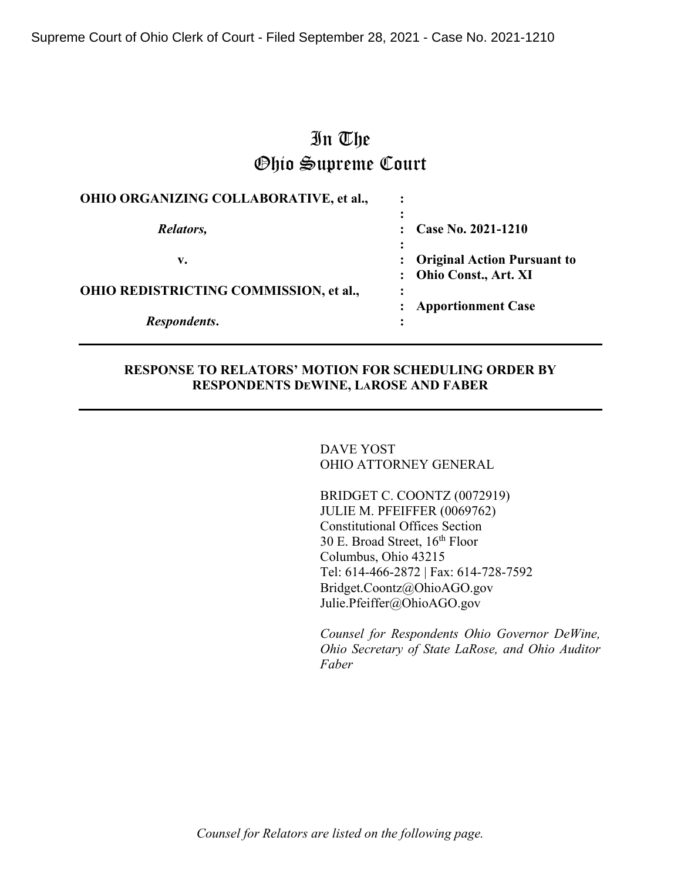Supreme Court of Ohio Clerk of Court - Filed September 28, 2021 - Case No. 2021-1210

# In The Ohio Supreme Court

| | | |
|---|---|---|
| **OHIO ORGANIZING COLLABORATIVE, et al.,** | : | |
| | : | |
| ***Relators,*** | : | **Case No. 2021-1210** |
| | : | |
| **v.** | : | **Original Action Pursuant to** |
| | : | **Ohio Const., Art. XI** |
| **OHIO REDISTRICTING COMMISSION, et al.,** | : | |
| | : | **Apportionment Case** |
| ***Respondents*.** | : | |

---

**RESPONSE TO RELATORS' MOTION FOR SCHEDULING ORDER BY RESPONDENTS DEWINE, LAROSE AND FABER**

---

DAVE YOST
OHIO ATTORNEY GENERAL

BRIDGET C. COONTZ (0072919)
JULIE M. PFEIFFER (0069762)
Constitutional Offices Section
30 E. Broad Street, 16th Floor
Columbus, Ohio 43215
Tel: 614-466-2872 | Fax: 614-728-7592
Bridget.Coontz@OhioAGO.gov
Julie.Pfeiffer@OhioAGO.gov

*Counsel for Respondents Ohio Governor DeWine, Ohio Secretary of State LaRose, and Ohio Auditor Faber*

*Counsel for Relators are listed on the following page.*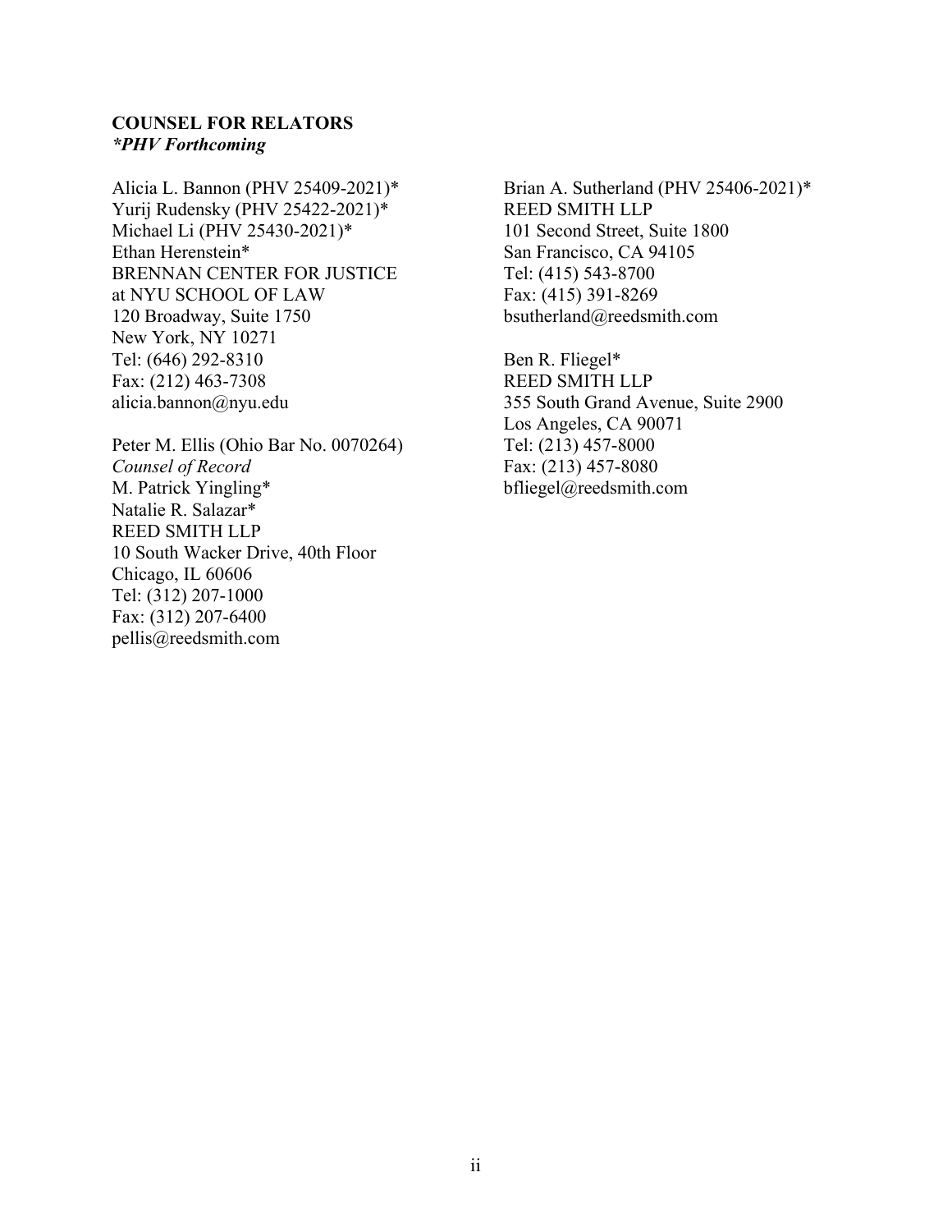**COUNSEL FOR RELATORS**
***PHV Forthcoming***

Alicia L. Bannon (PHV 25409-2021)*
Yurij Rudensky (PHV 25422-2021)*
Michael Li (PHV 25430-2021)*
Ethan Herenstein*
BRENNAN CENTER FOR JUSTICE
at NYU SCHOOL OF LAW
120 Broadway, Suite 1750
New York, NY 10271
Tel: (646) 292-8310
Fax: (212) 463-7308
alicia.bannon@nyu.edu

Peter M. Ellis (Ohio Bar No. 0070264)
*Counsel of Record*
M. Patrick Yingling*
Natalie R. Salazar*
REED SMITH LLP
10 South Wacker Drive, 40th Floor
Chicago, IL 60606
Tel: (312) 207-1000
Fax: (312) 207-6400
pellis@reedsmith.com

Brian A. Sutherland (PHV 25406-2021)*
REED SMITH LLP
101 Second Street, Suite 1800
San Francisco, CA 94105
Tel: (415) 543-8700
Fax: (415) 391-8269
bsutherland@reedsmith.com

Ben R. Fliegel*
REED SMITH LLP
355 South Grand Avenue, Suite 2900
Los Angeles, CA 90071
Tel: (213) 457-8000
Fax: (213) 457-8080
bfliegel@reedsmith.com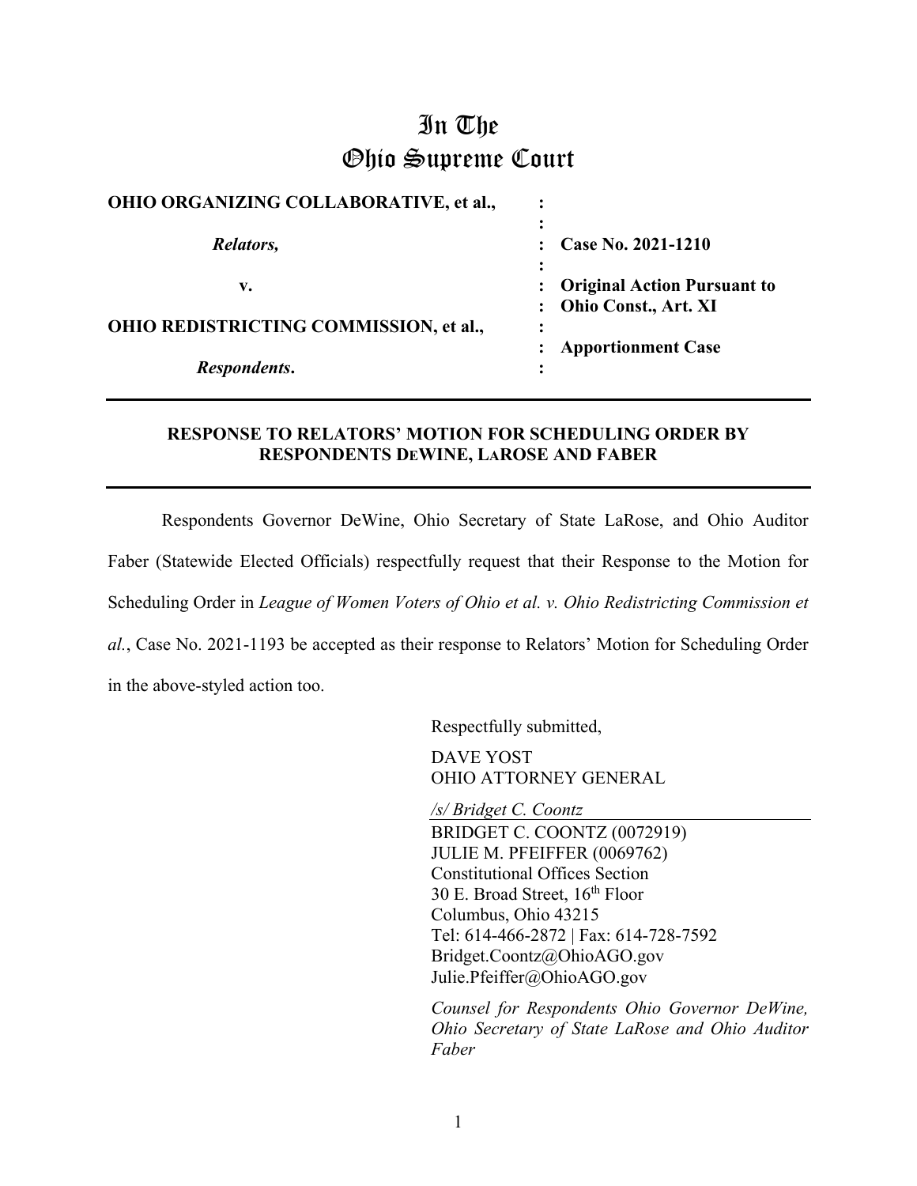# In The
# Ohio Supreme Court

| | | |
|---|---|---|
| **OHIO ORGANIZING COLLABORATIVE, et al.,** | : | |
| | : | |
| ***Relators,*** | : | **Case No. 2021-1210** |
| | : | |
| **v.** | : | **Original Action Pursuant to** |
| | : | **Ohio Const., Art. XI** |
| **OHIO REDISTRICTING COMMISSION, et al.,** | : | |
| | : | **Apportionment Case** |
| ***Respondents*.** | : | |

---

**RESPONSE TO RELATORS' MOTION FOR SCHEDULING ORDER BY RESPONDENTS DEWINE, LAROSE AND FABER**

---

Respondents Governor DeWine, Ohio Secretary of State LaRose, and Ohio Auditor Faber (Statewide Elected Officials) respectfully request that their Response to the Motion for Scheduling Order in *League of Women Voters of Ohio et al. v. Ohio Redistricting Commission et al.*, Case No. 2021-1193 be accepted as their response to Relators' Motion for Scheduling Order in the above-styled action too.

Respectfully submitted,

DAVE YOST
OHIO ATTORNEY GENERAL

*/s/ Bridget C. Coontz*
BRIDGET C. COONTZ (0072919)
JULIE M. PFEIFFER (0069762)
Constitutional Offices Section
30 E. Broad Street, 16th Floor
Columbus, Ohio 43215
Tel: 614-466-2872 | Fax: 614-728-7592
Bridget.Coontz@OhioAGO.gov
Julie.Pfeiffer@OhioAGO.gov

*Counsel for Respondents Ohio Governor DeWine, Ohio Secretary of State LaRose and Ohio Auditor Faber*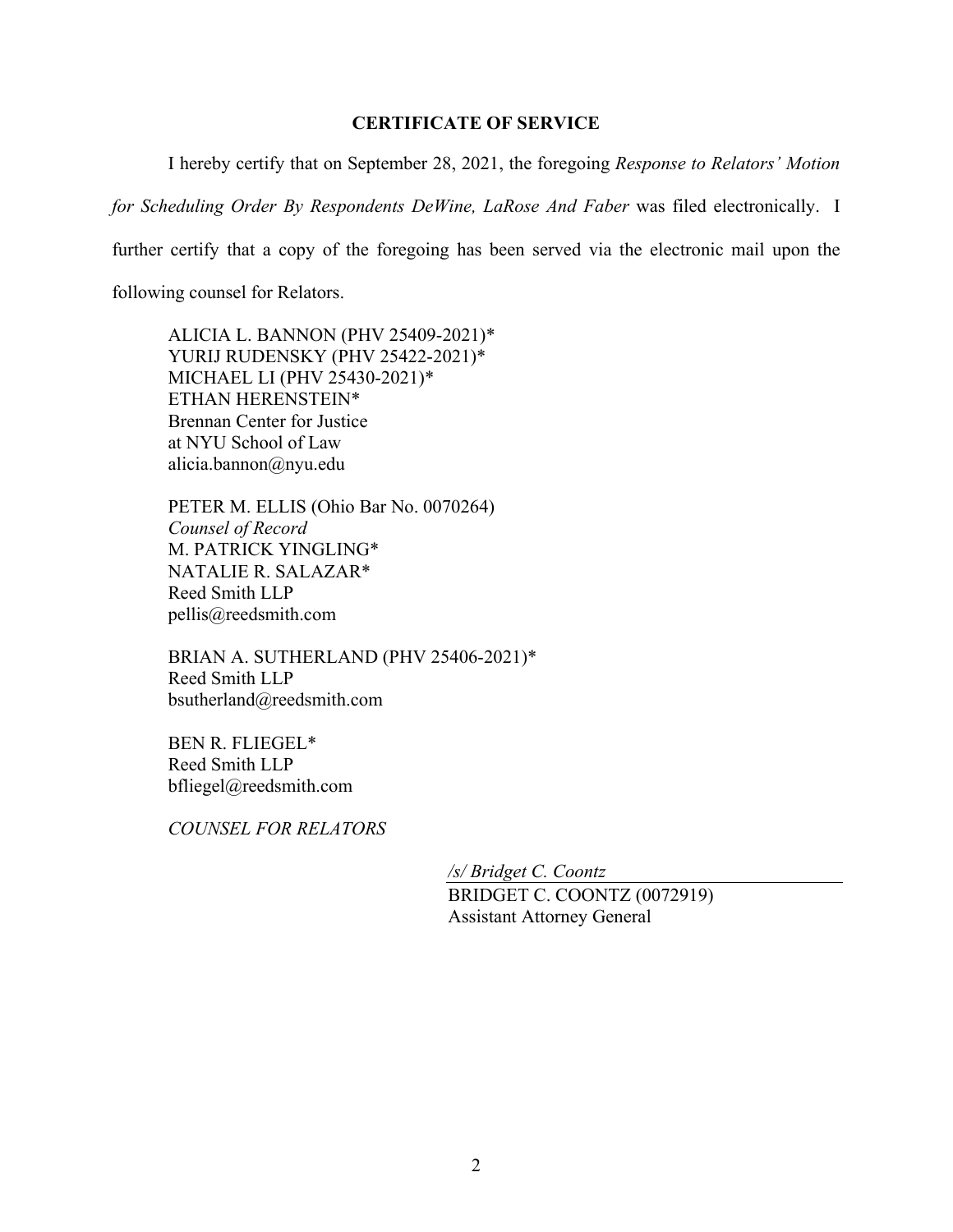## CERTIFICATE OF SERVICE

I hereby certify that on September 28, 2021, the foregoing *Response to Relators' Motion for Scheduling Order By Respondents DeWine, LaRose And Faber* was filed electronically. I further certify that a copy of the foregoing has been served via the electronic mail upon the following counsel for Relators.

ALICIA L. BANNON (PHV 25409-2021)*
YURIJ RUDENSKY (PHV 25422-2021)*
MICHAEL LI (PHV 25430-2021)*
ETHAN HERENSTEIN*
Brennan Center for Justice
at NYU School of Law
alicia.bannon@nyu.edu

PETER M. ELLIS (Ohio Bar No. 0070264)
*Counsel of Record*
M. PATRICK YINGLING*
NATALIE R. SALAZAR*
Reed Smith LLP
pellis@reedsmith.com

BRIAN A. SUTHERLAND (PHV 25406-2021)*
Reed Smith LLP
bsutherland@reedsmith.com

BEN R. FLIEGEL*
Reed Smith LLP
bfliegel@reedsmith.com

*COUNSEL FOR RELATORS*

*/s/ Bridget C. Coontz*
BRIDGET C. COONTZ (0072919)
Assistant Attorney General